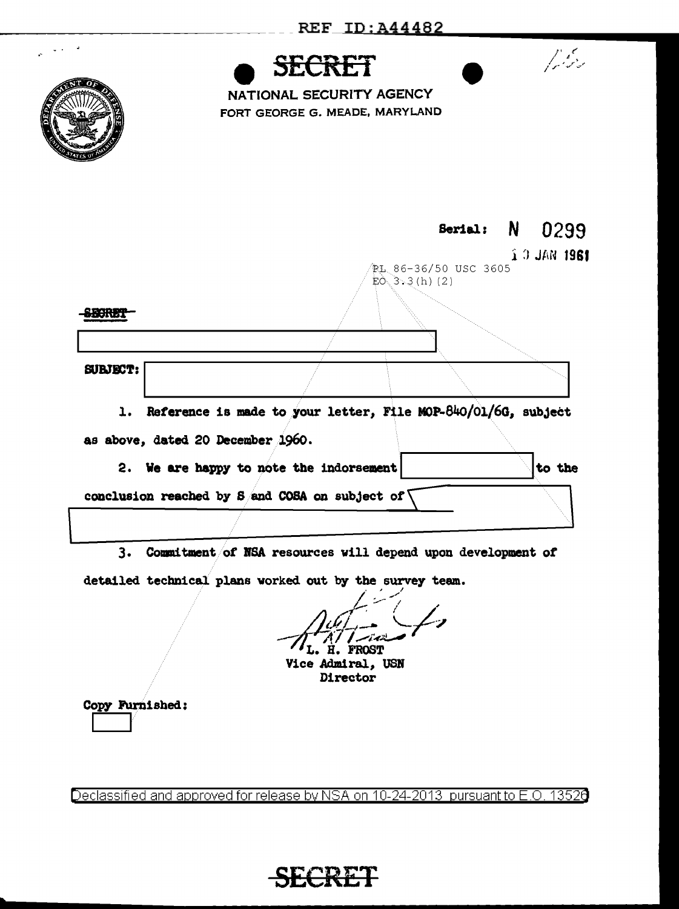REF ID:A44482

**SECRET**

NATIONAL SECURITY AGENCY
FORT GEORGE G. MEADE, MARYLAND

Serial: N 0299

10 JAN 1961

PL 86-36/50 USC 3605
EO 3.3(h)(2)

~~SECRET~~

SUBJECT:

1. Reference is made to your letter, File MOP-840/01/6G, subject as above, dated 20 December 1960.

2. We are happy to note the indorsement to the conclusion reached by S and COSA on subject of

3. Commitment of NSA resources will depend upon development of detailed technical plans worked out by the survey team.

L. H. FROST
Vice Admiral, USN
Director

Copy Furnished:

Declassified and approved for release by NSA on 10-24-2013 pursuant to E.O. 13526

**SECRET**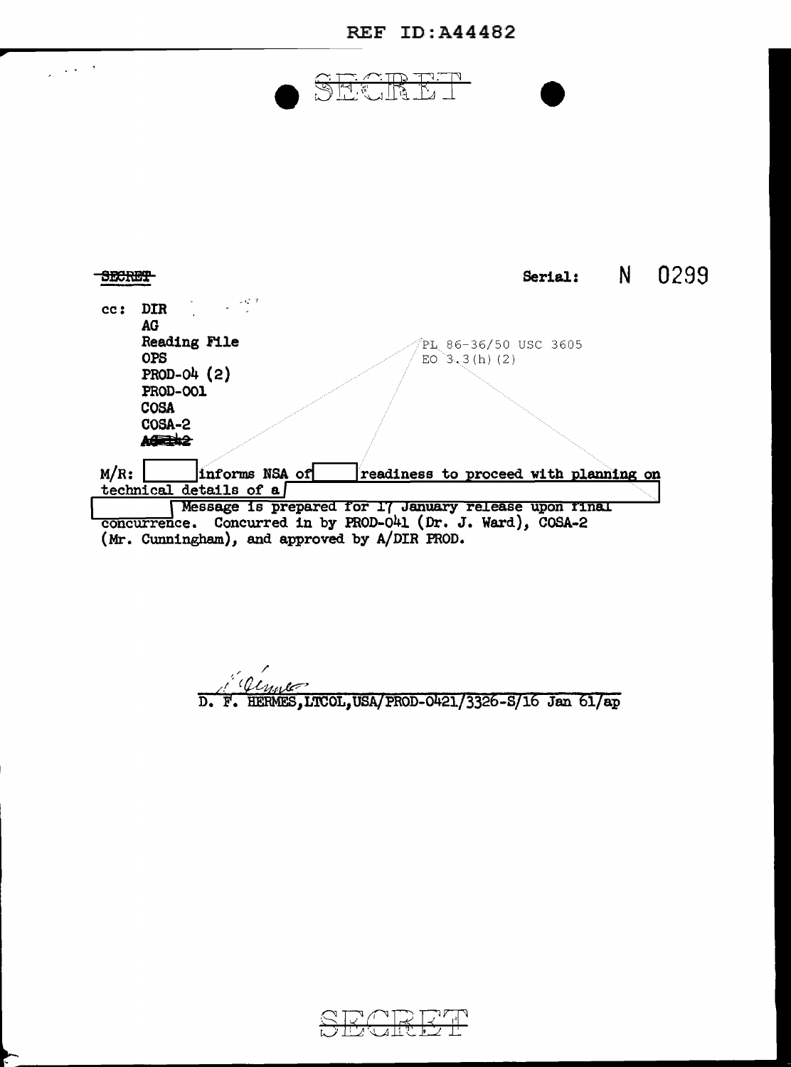REF ID:A44482

SECRET

SECRET

Serial: N 0299

cc: DIR
AG
Reading File
OPS
PROD-04 (2)
PROD-001
COSA
COSA-2
~~AG-1-2~~

PL 86-36/50 USC 3605
EO 3.3(h)(2)

M/R: [ ] informs NSA of [ ] readiness to proceed with planning on technical details of a [ ]
[ ] Message is prepared for 17 January release upon final concurrence. Concurred in by PROD-041 (Dr. J. Ward), COSA-2 (Mr. Cunningham), and approved by A/DIR PROD.

D. F. HERMES, LTCOL, USA/PROD-0421/3326-S/16 Jan 61/ap

SECRET